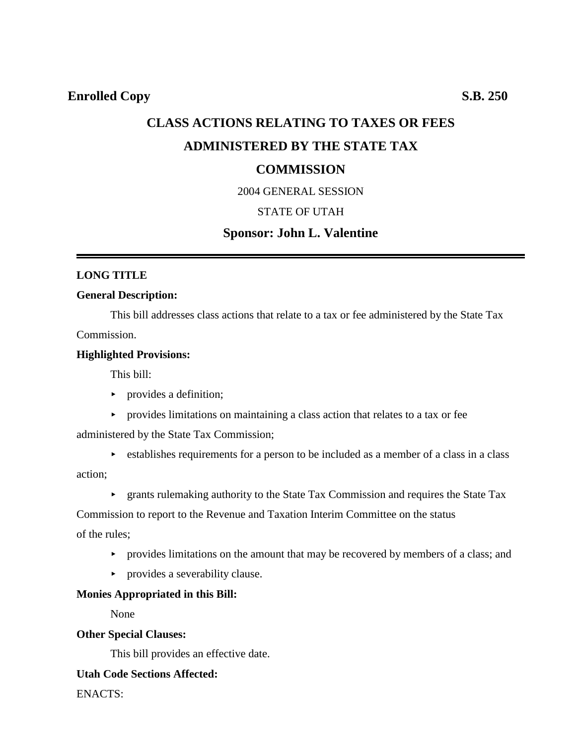**Enrolled Copy** **S.B. 250**

# CLASS ACTIONS RELATING TO TAXES OR FEES ADMINISTERED BY THE STATE TAX COMMISSION

2004 GENERAL SESSION

STATE OF UTAH

**Sponsor: John L. Valentine**

---

**LONG TITLE**

**General Description:**

This bill addresses class actions that relate to a tax or fee administered by the State Tax Commission.

**Highlighted Provisions:**

This bill:

- provides a definition;
- provides limitations on maintaining a class action that relates to a tax or fee administered by the State Tax Commission;
- establishes requirements for a person to be included as a member of a class in a class action;
- grants rulemaking authority to the State Tax Commission and requires the State Tax Commission to report to the Revenue and Taxation Interim Committee on the status of the rules;
- provides limitations on the amount that may be recovered by members of a class; and
- provides a severability clause.

**Monies Appropriated in this Bill:**

None

**Other Special Clauses:**

This bill provides an effective date.

**Utah Code Sections Affected:**

ENACTS: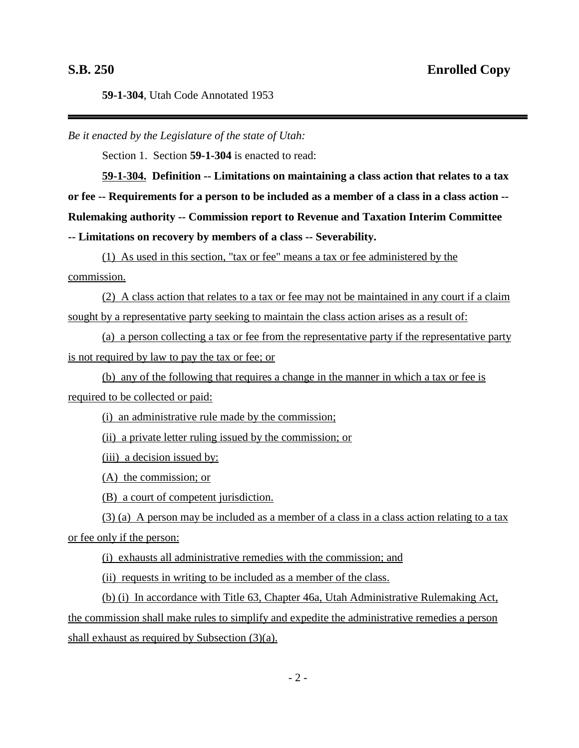**59-1-304**, Utah Code Annotated 1953

*Be it enacted by the Legislature of the state of Utah:*

Section 1. Section **59-1-304** is enacted to read:

**59-1-304. Definition -- Limitations on maintaining a class action that relates to a tax or fee -- Requirements for a person to be included as a member of a class in a class action -- Rulemaking authority -- Commission report to Revenue and Taxation Interim Committee -- Limitations on recovery by members of a class -- Severability.**

(1) As used in this section, "tax or fee" means a tax or fee administered by the commission.

(2) A class action that relates to a tax or fee may not be maintained in any court if a claim sought by a representative party seeking to maintain the class action arises as a result of:

(a) a person collecting a tax or fee from the representative party if the representative party is not required by law to pay the tax or fee; or

(b) any of the following that requires a change in the manner in which a tax or fee is required to be collected or paid:

(i) an administrative rule made by the commission;

(ii) a private letter ruling issued by the commission; or

(iii) a decision issued by:

(A) the commission; or

(B) a court of competent jurisdiction.

(3) (a) A person may be included as a member of a class in a class action relating to a tax or fee only if the person:

(i) exhausts all administrative remedies with the commission; and

(ii) requests in writing to be included as a member of the class.

(b) (i) In accordance with Title 63, Chapter 46a, Utah Administrative Rulemaking Act, the commission shall make rules to simplify and expedite the administrative remedies a person shall exhaust as required by Subsection (3)(a).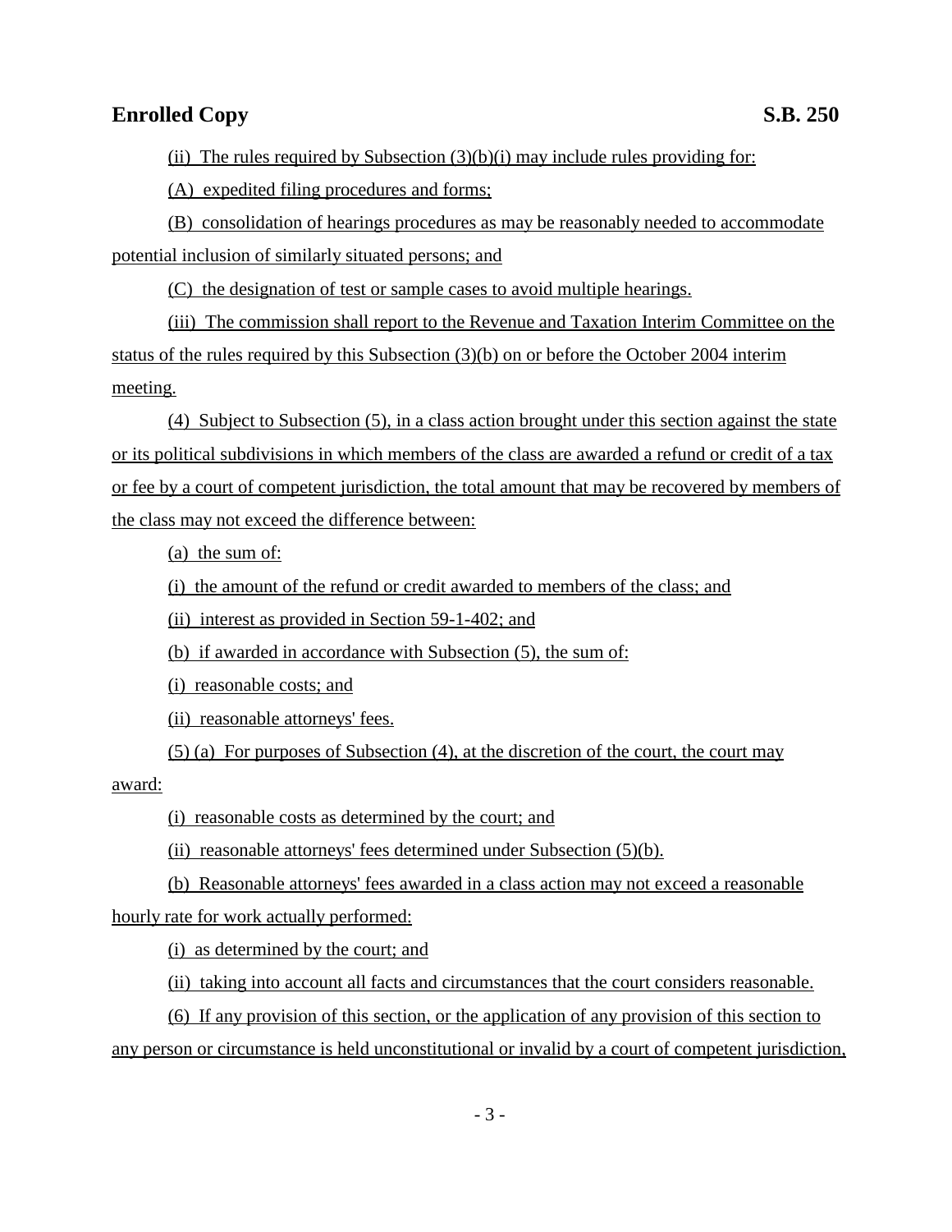(ii) The rules required by Subsection (3)(b)(i) may include rules providing for:

(A) expedited filing procedures and forms;

(B) consolidation of hearings procedures as may be reasonably needed to accommodate potential inclusion of similarly situated persons; and

(C) the designation of test or sample cases to avoid multiple hearings.

(iii) The commission shall report to the Revenue and Taxation Interim Committee on the status of the rules required by this Subsection (3)(b) on or before the October 2004 interim meeting.

(4) Subject to Subsection (5), in a class action brought under this section against the state or its political subdivisions in which members of the class are awarded a refund or credit of a tax or fee by a court of competent jurisdiction, the total amount that may be recovered by members of the class may not exceed the difference between:

(a) the sum of:

(i) the amount of the refund or credit awarded to members of the class; and

(ii) interest as provided in Section 59-1-402; and

(b) if awarded in accordance with Subsection (5), the sum of:

(i) reasonable costs; and

(ii) reasonable attorneys' fees.

(5) (a) For purposes of Subsection (4), at the discretion of the court, the court may award:

(i) reasonable costs as determined by the court; and

(ii) reasonable attorneys' fees determined under Subsection (5)(b).

(b) Reasonable attorneys' fees awarded in a class action may not exceed a reasonable hourly rate for work actually performed:

(i) as determined by the court; and

(ii) taking into account all facts and circumstances that the court considers reasonable.

(6) If any provision of this section, or the application of any provision of this section to any person or circumstance is held unconstitutional or invalid by a court of competent jurisdiction,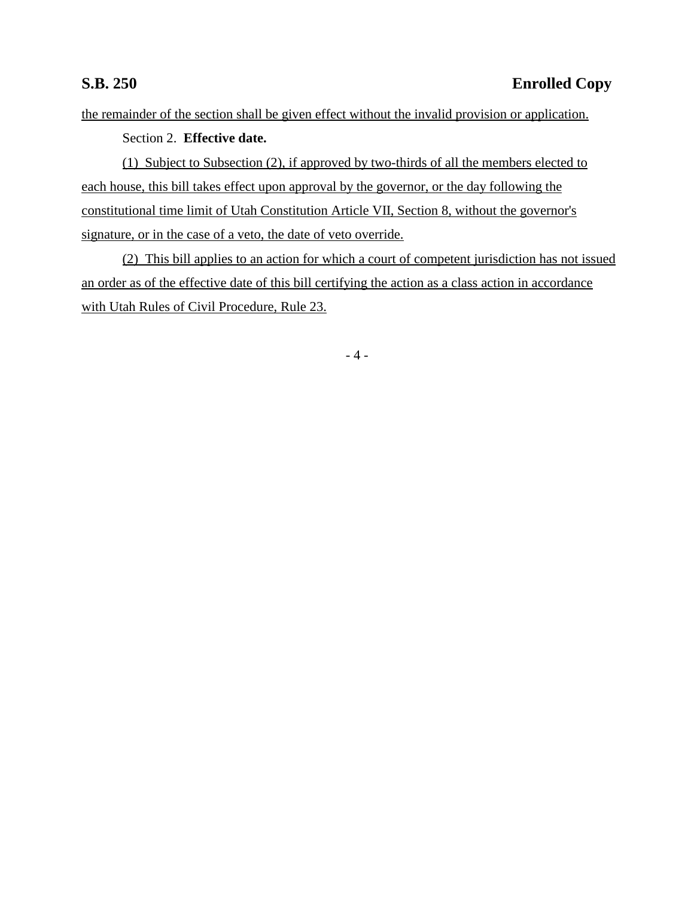the remainder of the section shall be given effect without the invalid provision or application.

Section 2. **Effective date.**

(1) Subject to Subsection (2), if approved by two-thirds of all the members elected to each house, this bill takes effect upon approval by the governor, or the day following the constitutional time limit of Utah Constitution Article VII, Section 8, without the governor's signature, or in the case of a veto, the date of veto override.

(2) This bill applies to an action for which a court of competent jurisdiction has not issued an order as of the effective date of this bill certifying the action as a class action in accordance with Utah Rules of Civil Procedure, Rule 23.